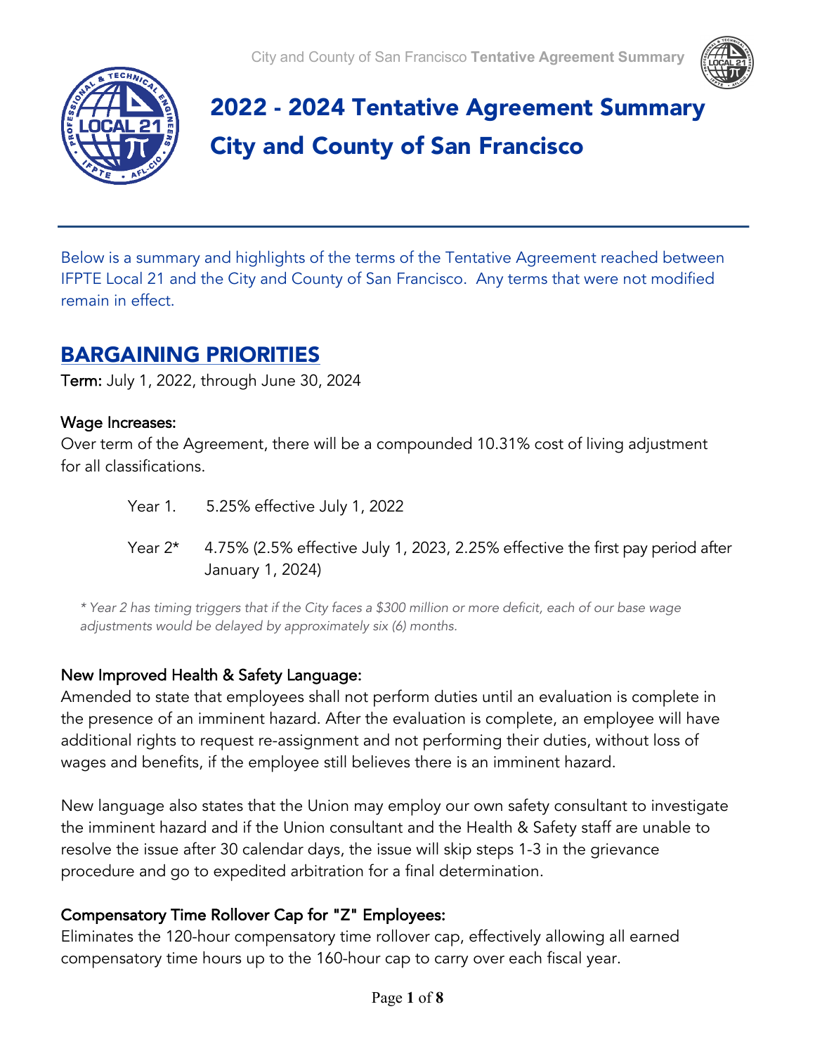# 2022 - 2024 Tentative Agreement Summary
# City and County of San Francisco

Below is a summary and highlights of the terms of the Tentative Agreement reached between IFPTE Local 21 and the City and County of San Francisco. Any terms that were not modified remain in effect.

## BARGAINING PRIORITIES

**Term:** July 1, 2022, through June 30, 2024

### Wage Increases:

Over term of the Agreement, there will be a compounded 10.31% cost of living adjustment for all classifications.

- Year 1. 5.25% effective July 1, 2022
- Year 2* 4.75% (2.5% effective July 1, 2023, 2.25% effective the first pay period after January 1, 2024)

*\* Year 2 has timing triggers that if the City faces a $300 million or more deficit, each of our base wage adjustments would be delayed by approximately six (6) months.*

### New Improved Health & Safety Language:

Amended to state that employees shall not perform duties until an evaluation is complete in the presence of an imminent hazard. After the evaluation is complete, an employee will have additional rights to request re-assignment and not performing their duties, without loss of wages and benefits, if the employee still believes there is an imminent hazard.

New language also states that the Union may employ our own safety consultant to investigate the imminent hazard and if the Union consultant and the Health & Safety staff are unable to resolve the issue after 30 calendar days, the issue will skip steps 1-3 in the grievance procedure and go to expedited arbitration for a final determination.

### Compensatory Time Rollover Cap for "Z" Employees:

Eliminates the 120-hour compensatory time rollover cap, effectively allowing all earned compensatory time hours up to the 160-hour cap to carry over each fiscal year.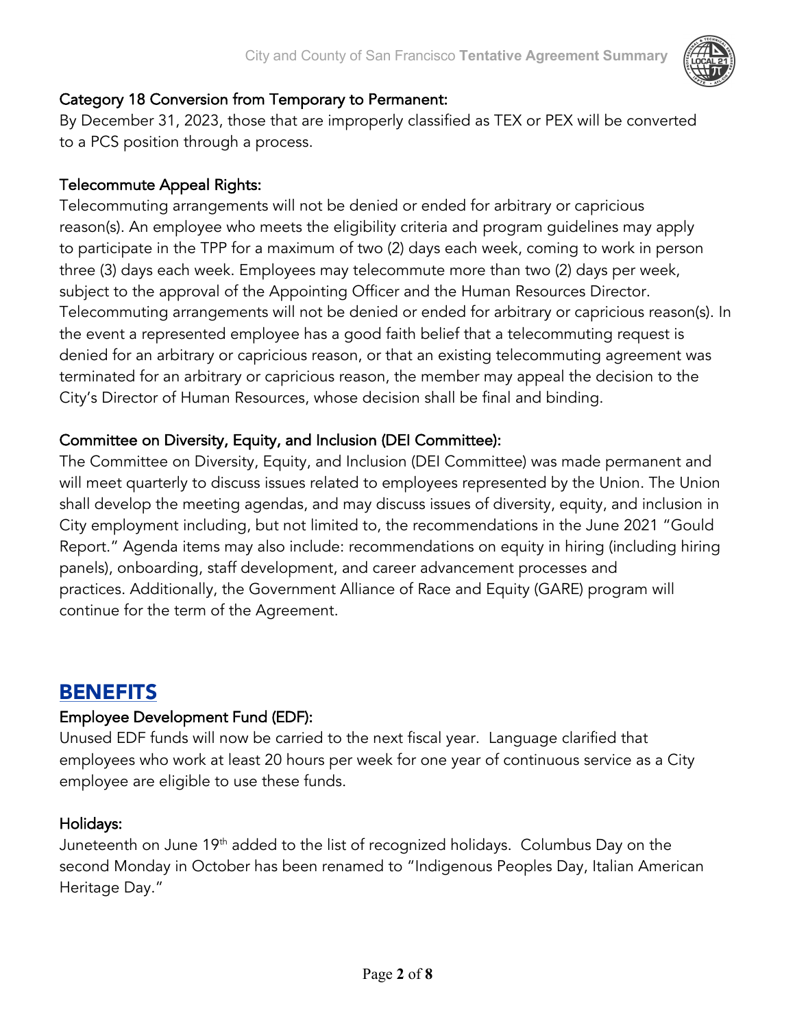### Category 18 Conversion from Temporary to Permanent:

By December 31, 2023, those that are improperly classified as TEX or PEX will be converted to a PCS position through a process.

### Telecommute Appeal Rights:

Telecommuting arrangements will not be denied or ended for arbitrary or capricious reason(s). An employee who meets the eligibility criteria and program guidelines may apply to participate in the TPP for a maximum of two (2) days each week, coming to work in person three (3) days each week. Employees may telecommute more than two (2) days per week, subject to the approval of the Appointing Officer and the Human Resources Director. Telecommuting arrangements will not be denied or ended for arbitrary or capricious reason(s). In the event a represented employee has a good faith belief that a telecommuting request is denied for an arbitrary or capricious reason, or that an existing telecommuting agreement was terminated for an arbitrary or capricious reason, the member may appeal the decision to the City's Director of Human Resources, whose decision shall be final and binding.

### Committee on Diversity, Equity, and Inclusion (DEI Committee):

The Committee on Diversity, Equity, and Inclusion (DEI Committee) was made permanent and will meet quarterly to discuss issues related to employees represented by the Union. The Union shall develop the meeting agendas, and may discuss issues of diversity, equity, and inclusion in City employment including, but not limited to, the recommendations in the June 2021 "Gould Report." Agenda items may also include: recommendations on equity in hiring (including hiring panels), onboarding, staff development, and career advancement processes and practices. Additionally, the Government Alliance of Race and Equity (GARE) program will continue for the term of the Agreement.

## BENEFITS

### Employee Development Fund (EDF):

Unused EDF funds will now be carried to the next fiscal year. Language clarified that employees who work at least 20 hours per week for one year of continuous service as a City employee are eligible to use these funds.

### Holidays:

Juneteenth on June 19th added to the list of recognized holidays. Columbus Day on the second Monday in October has been renamed to "Indigenous Peoples Day, Italian American Heritage Day."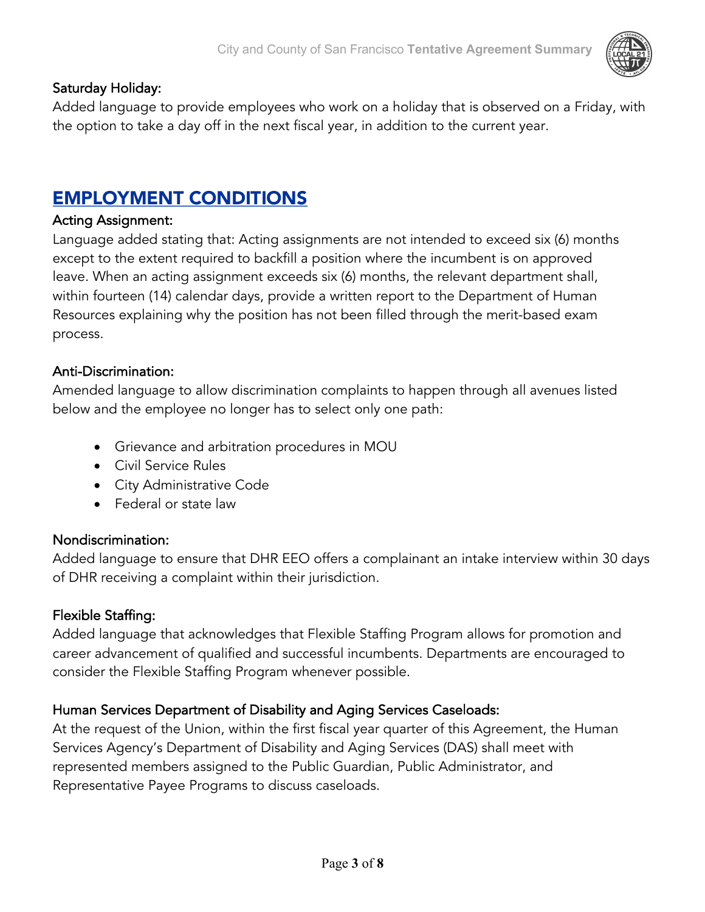### Saturday Holiday:

Added language to provide employees who work on a holiday that is observed on a Friday, with the option to take a day off in the next fiscal year, in addition to the current year.

## EMPLOYMENT CONDITIONS

### Acting Assignment:

Language added stating that: Acting assignments are not intended to exceed six (6) months except to the extent required to backfill a position where the incumbent is on approved leave. When an acting assignment exceeds six (6) months, the relevant department shall, within fourteen (14) calendar days, provide a written report to the Department of Human Resources explaining why the position has not been filled through the merit-based exam process.

### Anti-Discrimination:

Amended language to allow discrimination complaints to happen through all avenues listed below and the employee no longer has to select only one path:

- Grievance and arbitration procedures in MOU
- Civil Service Rules
- City Administrative Code
- Federal or state law

### Nondiscrimination:

Added language to ensure that DHR EEO offers a complainant an intake interview within 30 days of DHR receiving a complaint within their jurisdiction.

### Flexible Staffing:

Added language that acknowledges that Flexible Staffing Program allows for promotion and career advancement of qualified and successful incumbents. Departments are encouraged to consider the Flexible Staffing Program whenever possible.

### Human Services Department of Disability and Aging Services Caseloads:

At the request of the Union, within the first fiscal year quarter of this Agreement, the Human Services Agency's Department of Disability and Aging Services (DAS) shall meet with represented members assigned to the Public Guardian, Public Administrator, and Representative Payee Programs to discuss caseloads.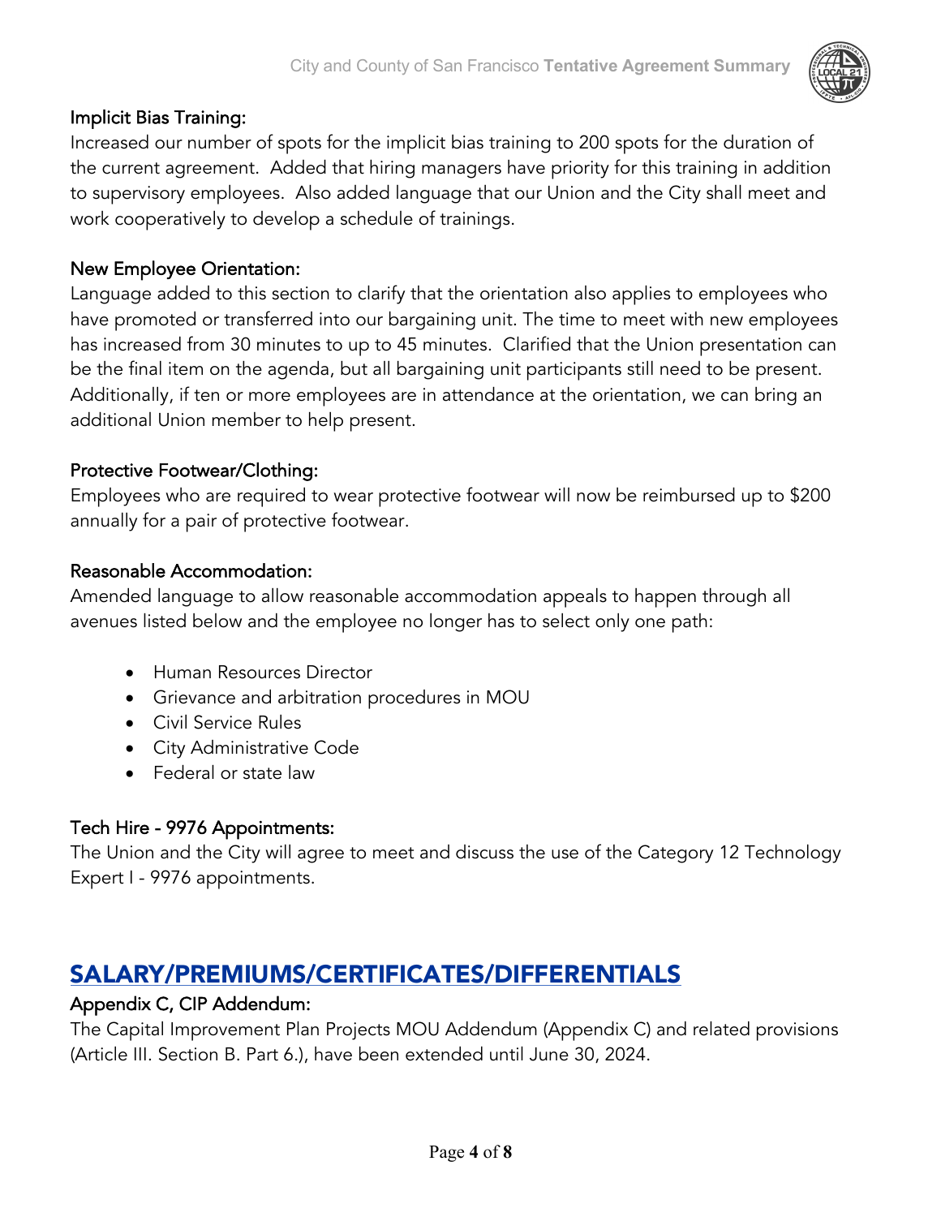### Implicit Bias Training:

Increased our number of spots for the implicit bias training to 200 spots for the duration of the current agreement. Added that hiring managers have priority for this training in addition to supervisory employees. Also added language that our Union and the City shall meet and work cooperatively to develop a schedule of trainings.

### New Employee Orientation:

Language added to this section to clarify that the orientation also applies to employees who have promoted or transferred into our bargaining unit. The time to meet with new employees has increased from 30 minutes to up to 45 minutes. Clarified that the Union presentation can be the final item on the agenda, but all bargaining unit participants still need to be present. Additionally, if ten or more employees are in attendance at the orientation, we can bring an additional Union member to help present.

### Protective Footwear/Clothing:

Employees who are required to wear protective footwear will now be reimbursed up to $200 annually for a pair of protective footwear.

### Reasonable Accommodation:

Amended language to allow reasonable accommodation appeals to happen through all avenues listed below and the employee no longer has to select only one path:

- Human Resources Director
- Grievance and arbitration procedures in MOU
- Civil Service Rules
- City Administrative Code
- Federal or state law

### Tech Hire - 9976 Appointments:

The Union and the City will agree to meet and discuss the use of the Category 12 Technology Expert I - 9976 appointments.

## SALARY/PREMIUMS/CERTIFICATES/DIFFERENTIALS

### Appendix C, CIP Addendum:

The Capital Improvement Plan Projects MOU Addendum (Appendix C) and related provisions (Article III. Section B. Part 6.), have been extended until June 30, 2024.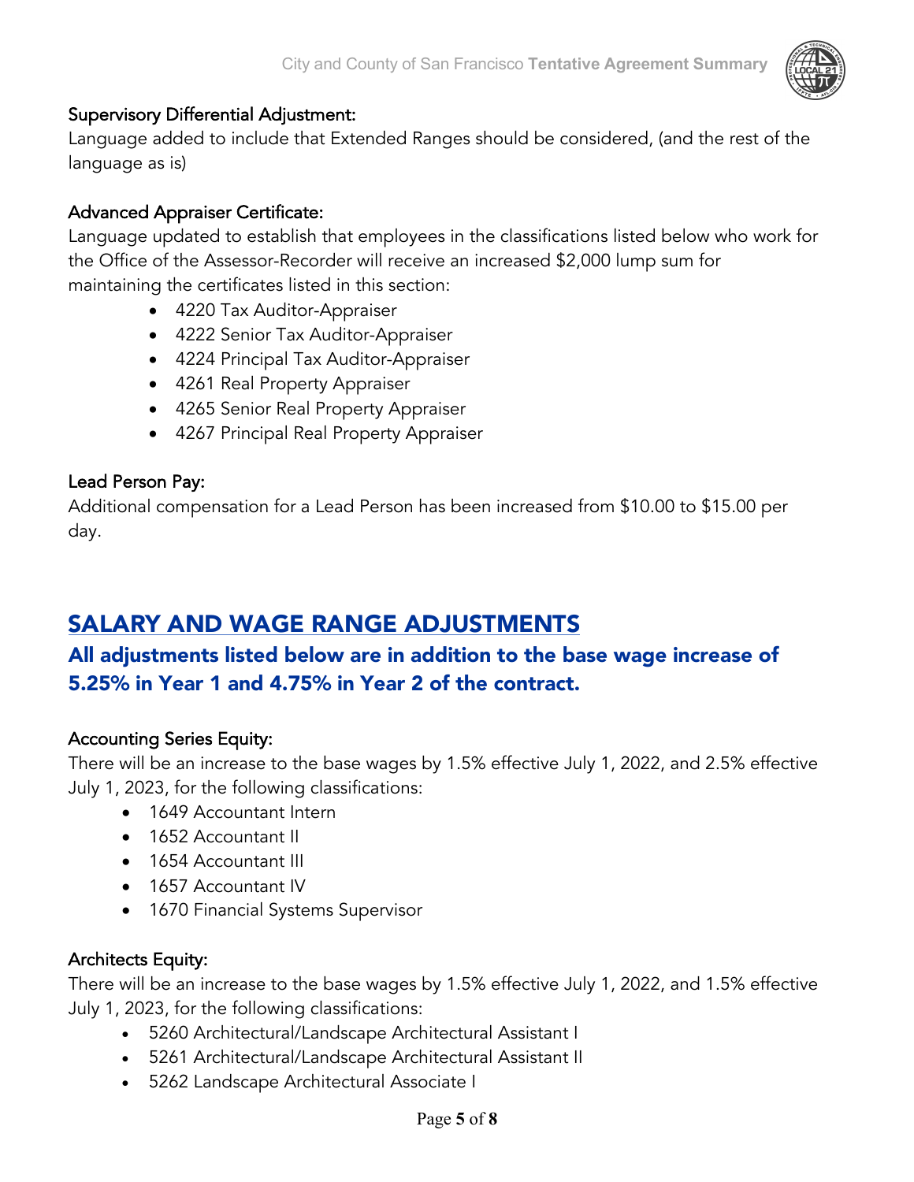### Supervisory Differential Adjustment:

Language added to include that Extended Ranges should be considered, (and the rest of the language as is)

### Advanced Appraiser Certificate:

Language updated to establish that employees in the classifications listed below who work for the Office of the Assessor-Recorder will receive an increased $2,000 lump sum for maintaining the certificates listed in this section:

- 4220 Tax Auditor-Appraiser
- 4222 Senior Tax Auditor-Appraiser
- 4224 Principal Tax Auditor-Appraiser
- 4261 Real Property Appraiser
- 4265 Senior Real Property Appraiser
- 4267 Principal Real Property Appraiser

### Lead Person Pay:

Additional compensation for a Lead Person has been increased from $10.00 to $15.00 per day.

## SALARY AND WAGE RANGE ADJUSTMENTS

### All adjustments listed below are in addition to the base wage increase of 5.25% in Year 1 and 4.75% in Year 2 of the contract.

### Accounting Series Equity:

There will be an increase to the base wages by 1.5% effective July 1, 2022, and 2.5% effective July 1, 2023, for the following classifications:

- 1649 Accountant Intern
- 1652 Accountant II
- 1654 Accountant III
- 1657 Accountant IV
- 1670 Financial Systems Supervisor

### Architects Equity:

There will be an increase to the base wages by 1.5% effective July 1, 2022, and 1.5% effective July 1, 2023, for the following classifications:

- 5260 Architectural/Landscape Architectural Assistant I
- 5261 Architectural/Landscape Architectural Assistant II
- 5262 Landscape Architectural Associate I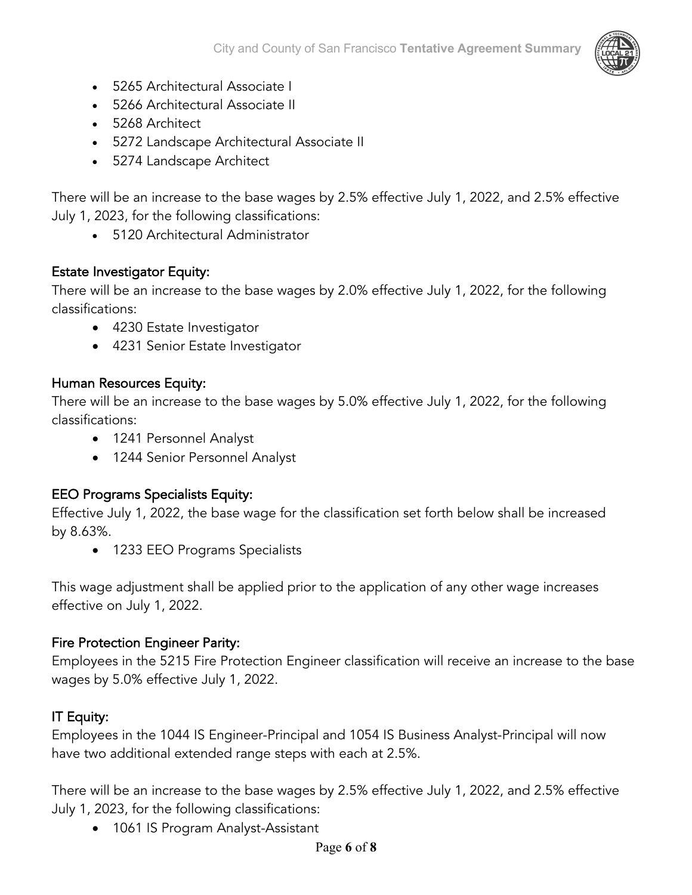- 5265 Architectural Associate I
- 5266 Architectural Associate II
- 5268 Architect
- 5272 Landscape Architectural Associate II
- 5274 Landscape Architect

There will be an increase to the base wages by 2.5% effective July 1, 2022, and 2.5% effective July 1, 2023, for the following classifications:

- 5120 Architectural Administrator

## Estate Investigator Equity:

There will be an increase to the base wages by 2.0% effective July 1, 2022, for the following classifications:

- 4230 Estate Investigator
- 4231 Senior Estate Investigator

## Human Resources Equity:

There will be an increase to the base wages by 5.0% effective July 1, 2022, for the following classifications:

- 1241 Personnel Analyst
- 1244 Senior Personnel Analyst

## EEO Programs Specialists Equity:

Effective July 1, 2022, the base wage for the classification set forth below shall be increased by 8.63%.

- 1233 EEO Programs Specialists

This wage adjustment shall be applied prior to the application of any other wage increases effective on July 1, 2022.

## Fire Protection Engineer Parity:

Employees in the 5215 Fire Protection Engineer classification will receive an increase to the base wages by 5.0% effective July 1, 2022.

## IT Equity:

Employees in the 1044 IS Engineer-Principal and 1054 IS Business Analyst-Principal will now have two additional extended range steps with each at 2.5%.

There will be an increase to the base wages by 2.5% effective July 1, 2022, and 2.5% effective July 1, 2023, for the following classifications:

- 1061 IS Program Analyst-Assistant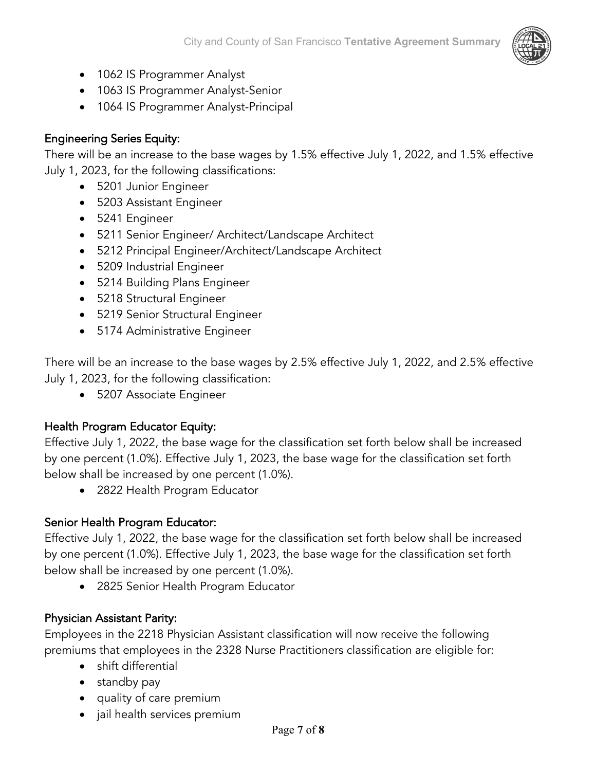- 1062 IS Programmer Analyst
- 1063 IS Programmer Analyst-Senior
- 1064 IS Programmer Analyst-Principal

Engineering Series Equity:

There will be an increase to the base wages by 1.5% effective July 1, 2022, and 1.5% effective July 1, 2023, for the following classifications:

- 5201 Junior Engineer
- 5203 Assistant Engineer
- 5241 Engineer
- 5211 Senior Engineer/ Architect/Landscape Architect
- 5212 Principal Engineer/Architect/Landscape Architect
- 5209 Industrial Engineer
- 5214 Building Plans Engineer
- 5218 Structural Engineer
- 5219 Senior Structural Engineer
- 5174 Administrative Engineer

There will be an increase to the base wages by 2.5% effective July 1, 2022, and 2.5% effective July 1, 2023, for the following classification:

- 5207 Associate Engineer

Health Program Educator Equity:

Effective July 1, 2022, the base wage for the classification set forth below shall be increased by one percent (1.0%). Effective July 1, 2023, the base wage for the classification set forth below shall be increased by one percent (1.0%).

- 2822 Health Program Educator

Senior Health Program Educator:

Effective July 1, 2022, the base wage for the classification set forth below shall be increased by one percent (1.0%). Effective July 1, 2023, the base wage for the classification set forth below shall be increased by one percent (1.0%).

- 2825 Senior Health Program Educator

Physician Assistant Parity:

Employees in the 2218 Physician Assistant classification will now receive the following premiums that employees in the 2328 Nurse Practitioners classification are eligible for:

- shift differential
- standby pay
- quality of care premium
- jail health services premium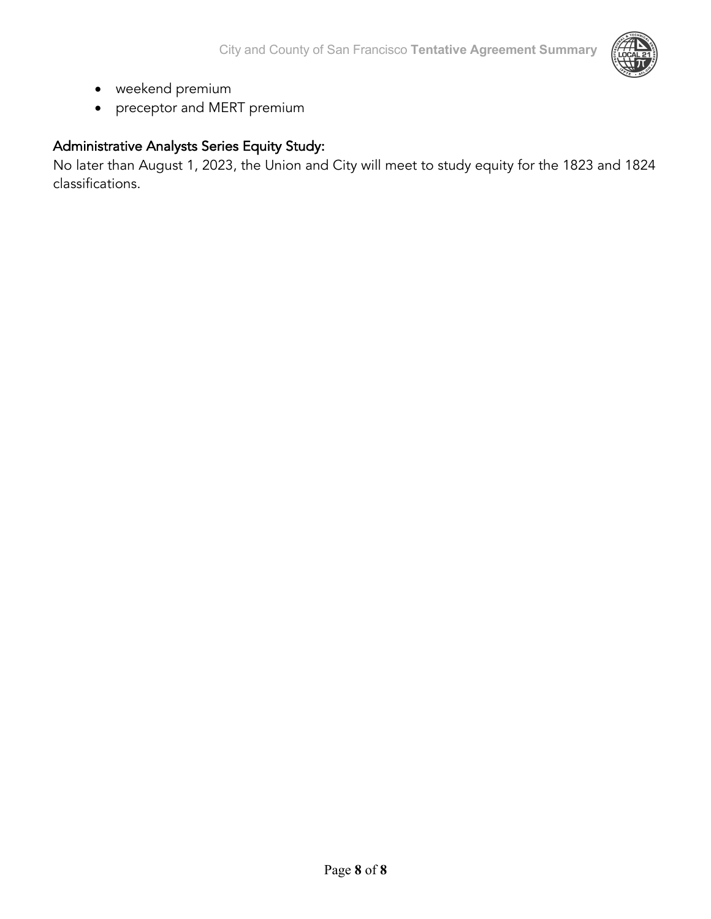- weekend premium
- preceptor and MERT premium

## Administrative Analysts Series Equity Study:

No later than August 1, 2023, the Union and City will meet to study equity for the 1823 and 1824 classifications.